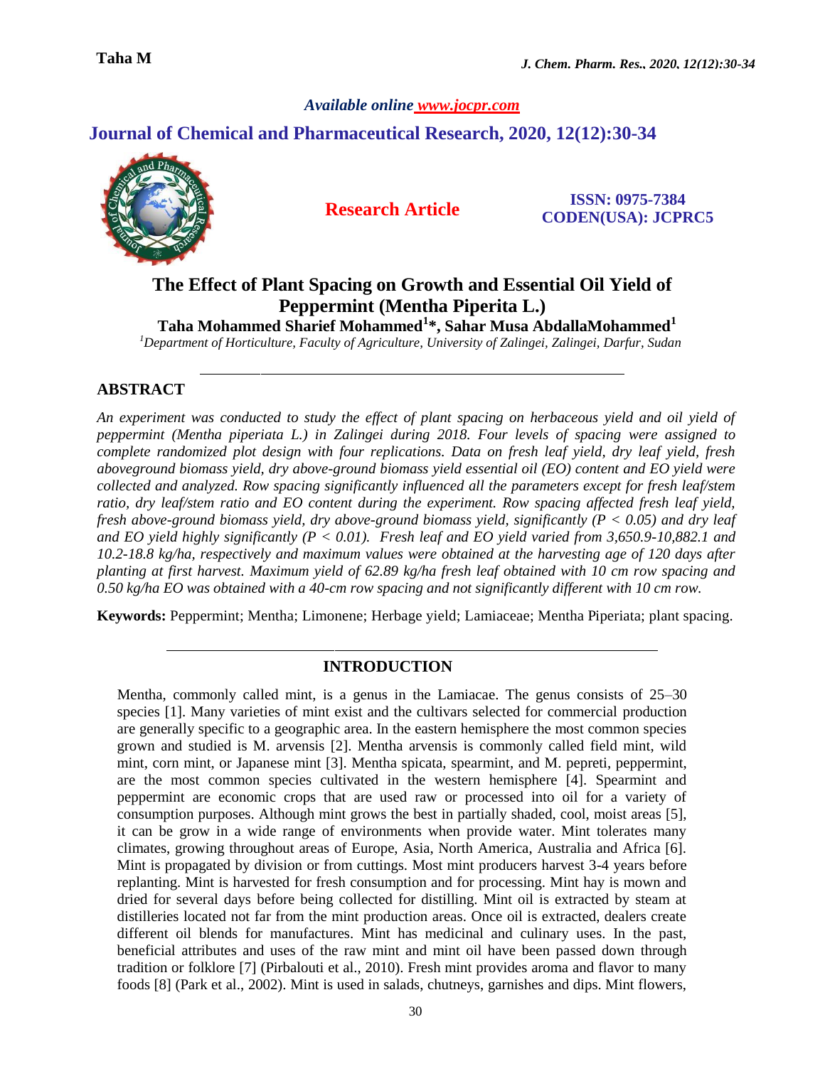*Available online www.jocpr.com*

**Journal of Chemical and Pharmaceutical Research, 2020, 12(12):30-34**

**Research Article**

**ISSN: 0975-7384**
**CODEN(USA): JCPRC5**

# The Effect of Plant Spacing on Growth and Essential Oil Yield of Peppermint (Mentha Piperita L.)

**Taha Mohammed Sharief Mohammed[1]*, Sahar Musa AbdallaMohammed[1]**

*[1]Department of Horticulture, Faculty of Agriculture, University of Zalingei, Zalingei, Darfur, Sudan*

---

## ABSTRACT

*An experiment was conducted to study the effect of plant spacing on herbaceous yield and oil yield of peppermint (Mentha piperiata L.) in Zalingei during 2018. Four levels of spacing were assigned to complete randomized plot design with four replications. Data on fresh leaf yield, dry leaf yield, fresh aboveground biomass yield, dry above-ground biomass yield essential oil (EO) content and EO yield were collected and analyzed. Row spacing significantly influenced all the parameters except for fresh leaf/stem ratio, dry leaf/stem ratio and EO content during the experiment. Row spacing affected fresh leaf yield, fresh above-ground biomass yield, dry above-ground biomass yield, significantly ($P < 0.05$) and dry leaf and EO yield highly significantly ($P < 0.01$). Fresh leaf and EO yield varied from 3,650.9-10,882.1 and 10.2-18.8 kg/ha, respectively and maximum values were obtained at the harvesting age of 120 days after planting at first harvest. Maximum yield of 62.89 kg/ha fresh leaf obtained with 10 cm row spacing and 0.50 kg/ha EO was obtained with a 40-cm row spacing and not significantly different with 10 cm row.*

**Keywords:** Peppermint; Mentha; Limonene; Herbage yield; Lamiaceae; Mentha Piperiata; plant spacing.

---

## INTRODUCTION

Mentha, commonly called mint, is a genus in the Lamiacae. The genus consists of 25–30 species [1]. Many varieties of mint exist and the cultivars selected for commercial production are generally specific to a geographic area. In the eastern hemisphere the most common species grown and studied is M. arvensis [2]. Mentha arvensis is commonly called field mint, wild mint, corn mint, or Japanese mint [3]. Mentha spicata, spearmint, and M. pepreti, peppermint, are the most common species cultivated in the western hemisphere [4]. Spearmint and peppermint are economic crops that are used raw or processed into oil for a variety of consumption purposes. Although mint grows the best in partially shaded, cool, moist areas [5], it can be grow in a wide range of environments when provide water. Mint tolerates many climates, growing throughout areas of Europe, Asia, North America, Australia and Africa [6]. Mint is propagated by division or from cuttings. Most mint producers harvest 3-4 years before replanting. Mint is harvested for fresh consumption and for processing. Mint hay is mown and dried for several days before being collected for distilling. Mint oil is extracted by steam at distilleries located not far from the mint production areas. Once oil is extracted, dealers create different oil blends for manufactures. Mint has medicinal and culinary uses. In the past, beneficial attributes and uses of the raw mint and mint oil have been passed down through tradition or folklore [7] (Pirbalouti et al., 2010). Fresh mint provides aroma and flavor to many foods [8] (Park et al., 2002). Mint is used in salads, chutneys, garnishes and dips. Mint flowers,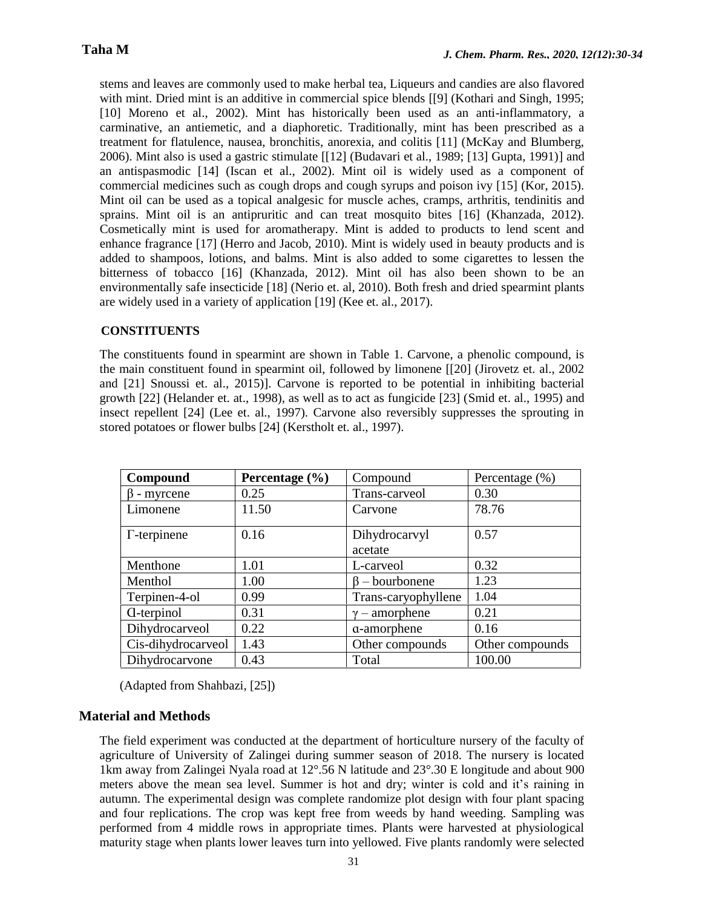stems and leaves are commonly used to make herbal tea, Liqueurs and candies are also flavored with mint. Dried mint is an additive in commercial spice blends [[9] (Kothari and Singh, 1995; [10] Moreno et al., 2002). Mint has historically been used as an anti-inflammatory, a carminative, an antiemetic, and a diaphoretic. Traditionally, mint has been prescribed as a treatment for flatulence, nausea, bronchitis, anorexia, and colitis [11] (McKay and Blumberg, 2006). Mint also is used a gastric stimulate [[12] (Budavari et al., 1989; [13] Gupta, 1991)] and an antispasmodic [14] (Iscan et al., 2002). Mint oil is widely used as a component of commercial medicines such as cough drops and cough syrups and poison ivy [15] (Kor, 2015). Mint oil can be used as a topical analgesic for muscle aches, cramps, arthritis, tendinitis and sprains. Mint oil is an antipruritic and can treat mosquito bites [16] (Khanzada, 2012). Cosmetically mint is used for aromatherapy. Mint is added to products to lend scent and enhance fragrance [17] (Herro and Jacob, 2010). Mint is widely used in beauty products and is added to shampoos, lotions, and balms. Mint is also added to some cigarettes to lessen the bitterness of tobacco [16] (Khanzada, 2012). Mint oil has also been shown to be an environmentally safe insecticide [18] (Nerio et. al, 2010). Both fresh and dried spearmint plants are widely used in a variety of application [19] (Kee et. al., 2017).

## CONSTITUENTS

The constituents found in spearmint are shown in Table 1. Carvone, a phenolic compound, is the main constituent found in spearmint oil, followed by limonene [[20] (Jirovetz et. al., 2002 and [21] Snoussi et. al., 2015)]. Carvone is reported to be potential in inhibiting bacterial growth [22] (Helander et. at., 1998), as well as to act as fungicide [23] (Smid et. al., 1995) and insect repellent [24] (Lee et. al., 1997). Carvone also reversibly suppresses the sprouting in stored potatoes or flower bulbs [24] (Kerstholt et. al., 1997).

| **Compound** | **Percentage (%)** | Compound | Percentage (%) |
|---|---|---|---|
| β - myrcene | 0.25 | Trans-carveol | 0.30 |
| Limonene | 11.50 | Carvone | 78.76 |
| Γ-terpinene | 0.16 | Dihydrocarvyl acetate | 0.57 |
| Menthone | 1.01 | L-carveol | 0.32 |
| Menthol | 1.00 | β – bourbonene | 1.23 |
| Terpinen-4-ol | 0.99 | Trans-caryophyllene | 1.04 |
| ɑ-terpinol | 0.31 | γ – amorphene | 0.21 |
| Dihydrocarveol | 0.22 | ɑ-amorphene | 0.16 |
| Cis-dihydrocarveol | 1.43 | Other compounds | Other compounds |
| Dihydrocarvone | 0.43 | Total | 100.00 |

(Adapted from Shahbazi, [25])

## Material and Methods

The field experiment was conducted at the department of horticulture nursery of the faculty of agriculture of University of Zalingei during summer season of 2018. The nursery is located 1km away from Zalingei Nyala road at 12°.56 N latitude and 23°.30 E longitude and about 900 meters above the mean sea level. Summer is hot and dry; winter is cold and it's raining in autumn. The experimental design was complete randomize plot design with four plant spacing and four replications. The crop was kept free from weeds by hand weeding. Sampling was performed from 4 middle rows in appropriate times. Plants were harvested at physiological maturity stage when plants lower leaves turn into yellowed. Five plants randomly were selected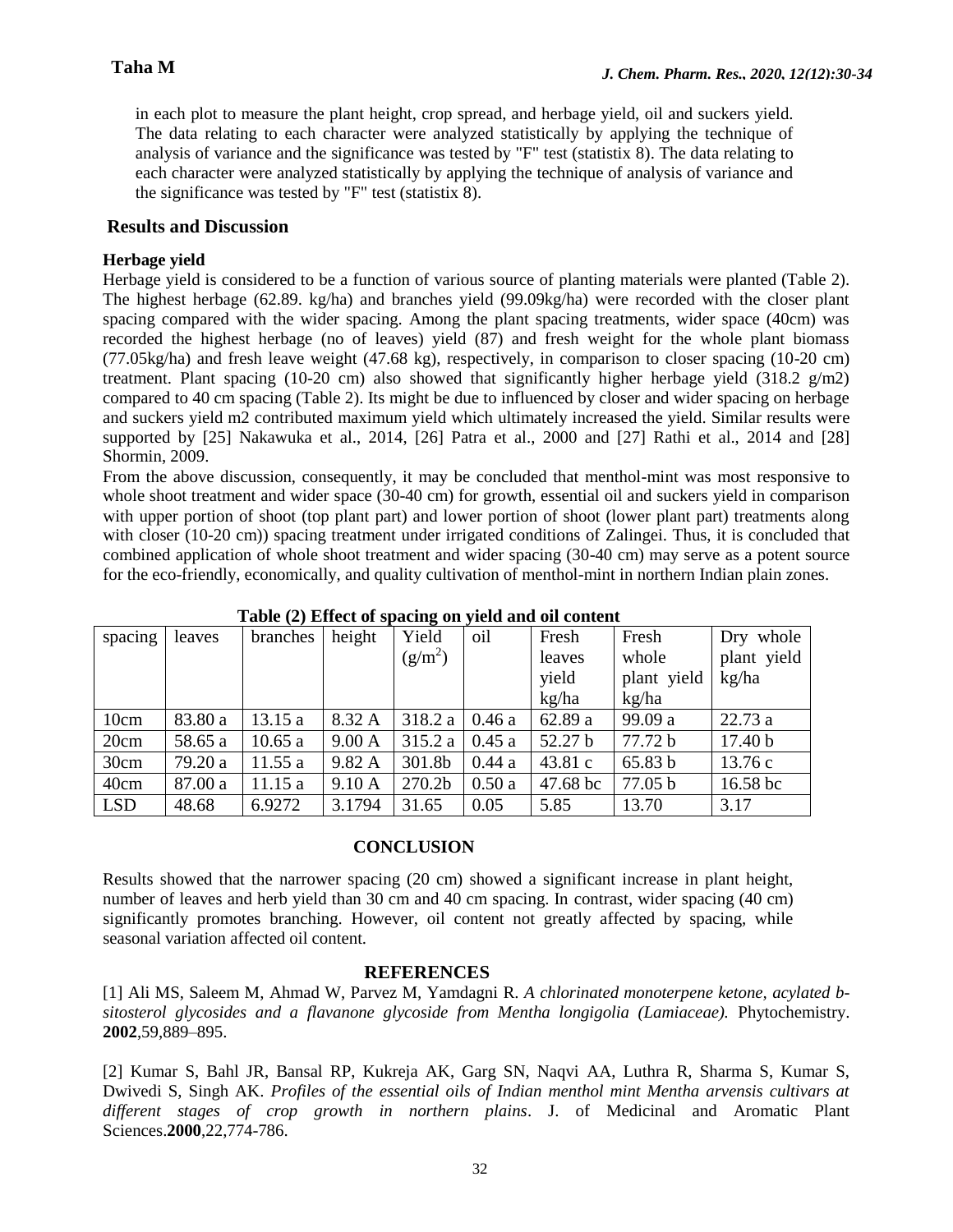in each plot to measure the plant height, crop spread, and herbage yield, oil and suckers yield. The data relating to each character were analyzed statistically by applying the technique of analysis of variance and the significance was tested by "F" test (statistix 8). The data relating to each character were analyzed statistically by applying the technique of analysis of variance and the significance was tested by "F" test (statistix 8).

## Results and Discussion

### Herbage yield

Herbage yield is considered to be a function of various source of planting materials were planted (Table 2). The highest herbage (62.89. kg/ha) and branches yield (99.09kg/ha) were recorded with the closer plant spacing compared with the wider spacing. Among the plant spacing treatments, wider space (40cm) was recorded the highest herbage (no of leaves) yield (87) and fresh weight for the whole plant biomass (77.05kg/ha) and fresh leave weight (47.68 kg), respectively, in comparison to closer spacing (10-20 cm) treatment. Plant spacing (10-20 cm) also showed that significantly higher herbage yield (318.2 g/m2) compared to 40 cm spacing (Table 2). Its might be due to influenced by closer and wider spacing on herbage and suckers yield m2 contributed maximum yield which ultimately increased the yield. Similar results were supported by [25] Nakawuka et al., 2014, [26] Patra et al., 2000 and [27] Rathi et al., 2014 and [28] Shormin, 2009.

From the above discussion, consequently, it may be concluded that menthol-mint was most responsive to whole shoot treatment and wider space (30-40 cm) for growth, essential oil and suckers yield in comparison with upper portion of shoot (top plant part) and lower portion of shoot (lower plant part) treatments along with closer (10-20 cm)) spacing treatment under irrigated conditions of Zalingei. Thus, it is concluded that combined application of whole shoot treatment and wider spacing (30-40 cm) may serve as a potent source for the eco-friendly, economically, and quality cultivation of menthol-mint in northern Indian plain zones.

**Table (2) Effect of spacing on yield and oil content**

| spacing | leaves | branches | height | Yield ($g/m^2$) | oil | Fresh leaves yield kg/ha | Fresh whole plant yield kg/ha | Dry whole plant yield kg/ha |
|---|---|---|---|---|---|---|---|---|
| 10cm | 83.80 a | 13.15 a | 8.32 A | 318.2 a | 0.46 a | 62.89 a | 99.09 a | 22.73 a |
| 20cm | 58.65 a | 10.65 a | 9.00 A | 315.2 a | 0.45 a | 52.27 b | 77.72 b | 17.40 b |
| 30cm | 79.20 a | 11.55 a | 9.82 A | 301.8b | 0.44 a | 43.81 c | 65.83 b | 13.76 c |
| 40cm | 87.00 a | 11.15 a | 9.10 A | 270.2b | 0.50 a | 47.68 bc | 77.05 b | 16.58 bc |
| LSD | 48.68 | 6.9272 | 3.1794 | 31.65 | 0.05 | 5.85 | 13.70 | 3.17 |

## CONCLUSION

Results showed that the narrower spacing (20 cm) showed a significant increase in plant height, number of leaves and herb yield than 30 cm and 40 cm spacing. In contrast, wider spacing (40 cm) significantly promotes branching. However, oil content not greatly affected by spacing, while seasonal variation affected oil content.

## REFERENCES

[1] Ali MS, Saleem M, Ahmad W, Parvez M, Yamdagni R. *A chlorinated monoterpene ketone, acylated b-sitosterol glycosides and a flavanone glycoside from Mentha longigolia (Lamiaceae).* Phytochemistry. **2002**,59,889–895.

[2] Kumar S, Bahl JR, Bansal RP, Kukreja AK, Garg SN, Naqvi AA, Luthra R, Sharma S, Kumar S, Dwivedi S, Singh AK. *Profiles of the essential oils of Indian menthol mint Mentha arvensis cultivars at different stages of crop growth in northern plains*. J. of Medicinal and Aromatic Plant Sciences.**2000**,22,774-786.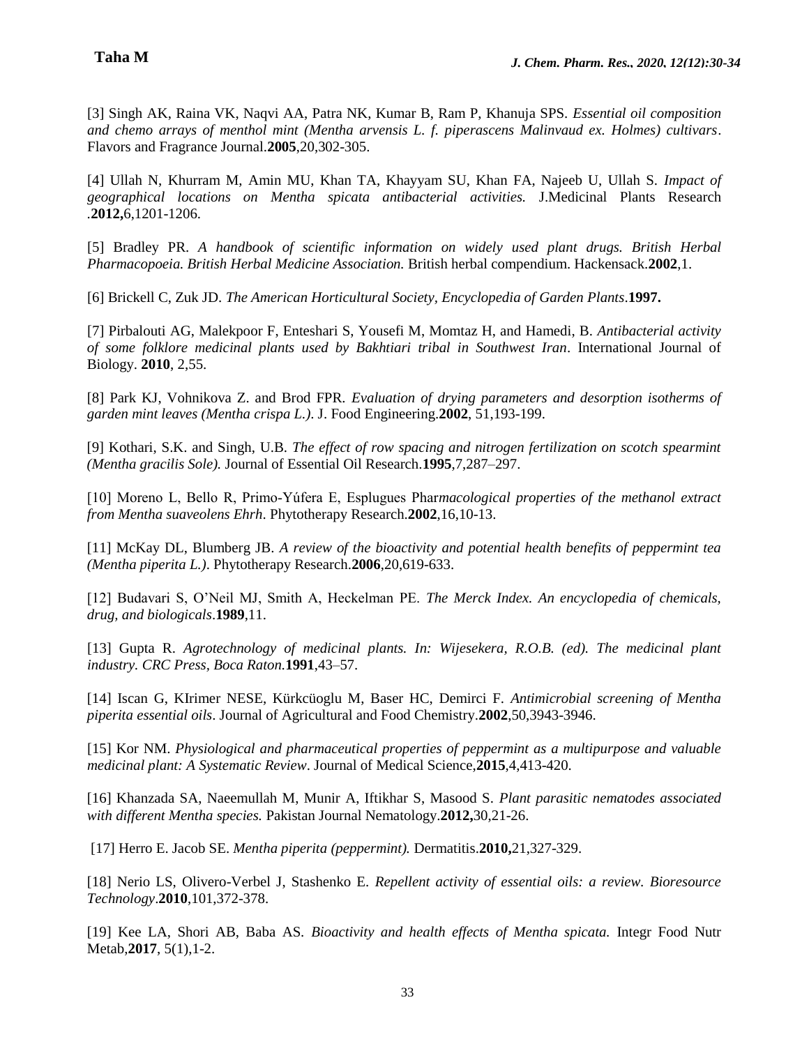[3] Singh AK, Raina VK, Naqvi AA, Patra NK, Kumar B, Ram P, Khanuja SPS. *Essential oil composition and chemo arrays of menthol mint (Mentha arvensis L. f. piperascens Malinvaud ex. Holmes) cultivars*. Flavors and Fragrance Journal.**2005**,20,302-305.

[4] Ullah N, Khurram M, Amin MU, Khan TA, Khayyam SU, Khan FA, Najeeb U, Ullah S. *Impact of geographical locations on Mentha spicata antibacterial activities.* J.Medicinal Plants Research .**2012,**6,1201-1206.

[5] Bradley PR. *A handbook of scientific information on widely used plant drugs. British Herbal Pharmacopoeia. British Herbal Medicine Association.* British herbal compendium. Hackensack.**2002**,1.

[6] Brickell C, Zuk JD. *The American Horticultural Society, Encyclopedia of Garden Plants*.**1997.**

[7] Pirbalouti AG, Malekpoor F, Enteshari S, Yousefi M, Momtaz H, and Hamedi, B. *Antibacterial activity of some folklore medicinal plants used by Bakhtiari tribal in Southwest Iran*. International Journal of Biology. **2010**, 2,55.

[8] Park KJ, Vohnikova Z. and Brod FPR. *Evaluation of drying parameters and desorption isotherms of garden mint leaves (Mentha crispa L.)*. J. Food Engineering.**2002**, 51,193-199.

[9] Kothari, S.K. and Singh, U.B. *The effect of row spacing and nitrogen fertilization on scotch spearmint (Mentha gracilis Sole).* Journal of Essential Oil Research.**1995**,7,287–297.

[10] Moreno L, Bello R, Primo-Yúfera E, Esplugues Phar*macological properties of the methanol extract from Mentha suaveolens Ehrh*. Phytotherapy Research.**2002**,16,10-13.

[11] McKay DL, Blumberg JB. *A review of the bioactivity and potential health benefits of peppermint tea (Mentha piperita L.)*. Phytotherapy Research.**2006**,20,619-633.

[12] Budavari S, O'Neil MJ, Smith A, Heckelman PE. *The Merck Index. An encyclopedia of chemicals, drug, and biologicals*.**1989**,11.

[13] Gupta R. *Agrotechnology of medicinal plants. In: Wijesekera, R.O.B. (ed). The medicinal plant industry. CRC Press, Boca Raton.***1991**,43–57.

[14] Iscan G, KIrimer NESE, Kürkcüoglu M, Baser HC, Demirci F. *Antimicrobial screening of Mentha piperita essential oils*. Journal of Agricultural and Food Chemistry.**2002**,50,3943-3946.

[15] Kor NM. *Physiological and pharmaceutical properties of peppermint as a multipurpose and valuable medicinal plant: A Systematic Review*. Journal of Medical Science,**2015**,4,413-420.

[16] Khanzada SA, Naeemullah M, Munir A, Iftikhar S, Masood S. *Plant parasitic nematodes associated with different Mentha species.* Pakistan Journal Nematology.**2012,**30,21-26.

[17] Herro E. Jacob SE. *Mentha piperita (peppermint).* Dermatitis.**2010,**21,327-329.

[18] Nerio LS, Olivero-Verbel J, Stashenko E. *Repellent activity of essential oils: a review. Bioresource Technology*.**2010**,101,372-378.

[19] Kee LA, Shori AB, Baba AS. *Bioactivity and health effects of Mentha spicata.* Integr Food Nutr Metab,**2017**, 5(1),1-2.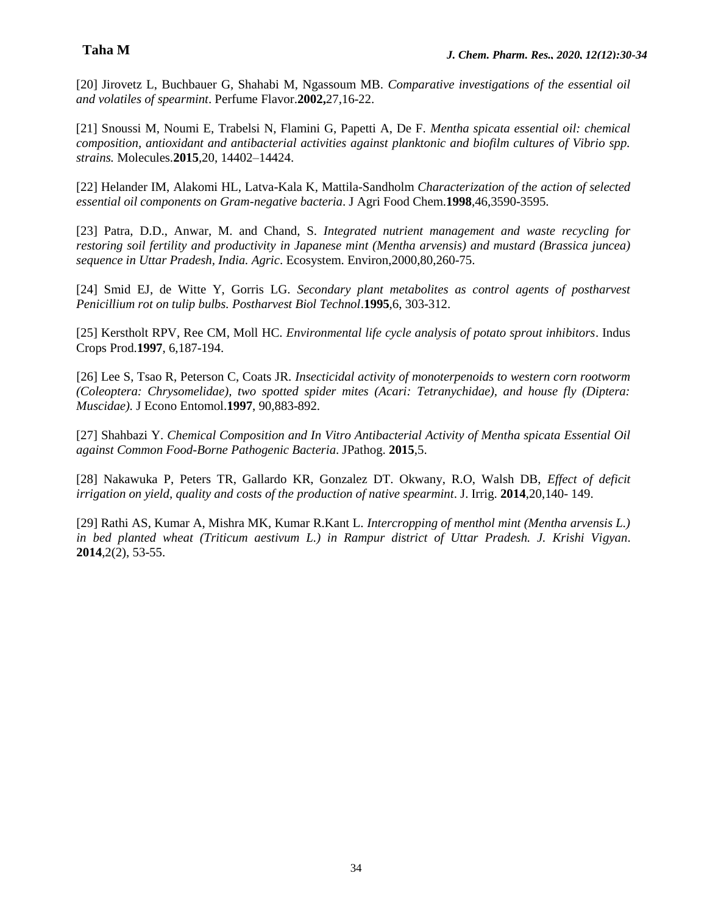[20] Jirovetz L, Buchbauer G, Shahabi M, Ngassoum MB. *Comparative investigations of the essential oil and volatiles of spearmint*. Perfume Flavor.**2002,**27,16-22.

[21] Snoussi M, Noumi E, Trabelsi N, Flamini G, Papetti A, De F. *Mentha spicata essential oil: chemical composition, antioxidant and antibacterial activities against planktonic and biofilm cultures of Vibrio spp. strains.* Molecules.**2015**,20, 14402–14424.

[22] Helander IM, Alakomi HL, Latva-Kala K, Mattila-Sandholm *Characterization of the action of selected essential oil components on Gram-negative bacteria*. J Agri Food Chem.**1998**,46,3590-3595.

[23] Patra, D.D., Anwar, M. and Chand, S. *Integrated nutrient management and waste recycling for restoring soil fertility and productivity in Japanese mint (Mentha arvensis) and mustard (Brassica juncea) sequence in Uttar Pradesh, India. Agric*. Ecosystem. Environ,2000,80,260-75.

[24] Smid EJ, de Witte Y, Gorris LG. *Secondary plant metabolites as control agents of postharvest Penicillium rot on tulip bulbs. Postharvest Biol Technol*.**1995**,6, 303-312.

[25] Kerstholt RPV, Ree CM, Moll HC. *Environmental life cycle analysis of potato sprout inhibitors*. Indus Crops Prod.**1997**, 6,187-194.

[26] Lee S, Tsao R, Peterson C, Coats JR. *Insecticidal activity of monoterpenoids to western corn rootworm (Coleoptera: Chrysomelidae), two spotted spider mites (Acari: Tetranychidae), and house fly (Diptera: Muscidae).* J Econo Entomol.**1997**, 90,883-892.

[27] Shahbazi Y. *Chemical Composition and In Vitro Antibacterial Activity of Mentha spicata Essential Oil against Common Food-Borne Pathogenic Bacteria*. JPathog. **2015**,5.

[28] Nakawuka P, Peters TR, Gallardo KR, Gonzalez DT. Okwany, R.O, Walsh DB, *Effect of deficit irrigation on yield, quality and costs of the production of native spearmint*. J. Irrig. **2014**,20,140- 149.

[29] Rathi AS, Kumar A, Mishra MK, Kumar R.Kant L. *Intercropping of menthol mint (Mentha arvensis L.) in bed planted wheat (Triticum aestivum L.) in Rampur district of Uttar Pradesh. J. Krishi Vigyan*. **2014**,2(2), 53-55.